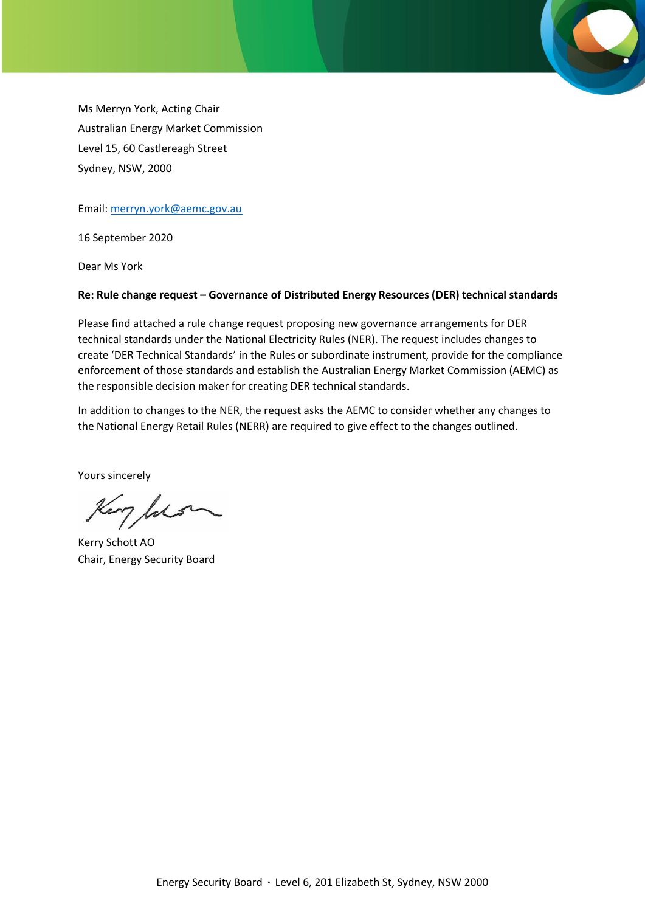Ms Merryn York, Acting Chair
Australian Energy Market Commission
Level 15, 60 Castlereagh Street
Sydney, NSW, 2000

Email: merryn.york@aemc.gov.au

16 September 2020

Dear Ms York

**Re: Rule change request – Governance of Distributed Energy Resources (DER) technical standards**

Please find attached a rule change request proposing new governance arrangements for DER technical standards under the National Electricity Rules (NER). The request includes changes to create 'DER Technical Standards' in the Rules or subordinate instrument, provide for the compliance enforcement of those standards and establish the Australian Energy Market Commission (AEMC) as the responsible decision maker for creating DER technical standards.

In addition to changes to the NER, the request asks the AEMC to consider whether any changes to the National Energy Retail Rules (NERR) are required to give effect to the changes outlined.

Yours sincerely

Kerry Schott AO
Chair, Energy Security Board

Energy Security Board · Level 6, 201 Elizabeth St, Sydney, NSW 2000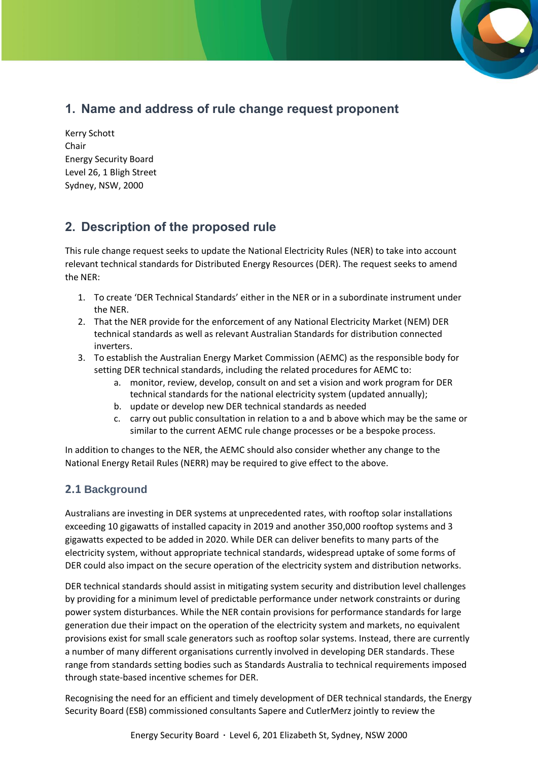## 1. Name and address of rule change request proponent

Kerry Schott
Chair
Energy Security Board
Level 26, 1 Bligh Street
Sydney, NSW, 2000

## 2. Description of the proposed rule

This rule change request seeks to update the National Electricity Rules (NER) to take into account relevant technical standards for Distributed Energy Resources (DER). The request seeks to amend the NER:

1. To create 'DER Technical Standards' either in the NER or in a subordinate instrument under the NER.
2. That the NER provide for the enforcement of any National Electricity Market (NEM) DER technical standards as well as relevant Australian Standards for distribution connected inverters.
3. To establish the Australian Energy Market Commission (AEMC) as the responsible body for setting DER technical standards, including the related procedures for AEMC to:
    a. monitor, review, develop, consult on and set a vision and work program for DER technical standards for the national electricity system (updated annually);
    b. update or develop new DER technical standards as needed
    c. carry out public consultation in relation to a and b above which may be the same or similar to the current AEMC rule change processes or be a bespoke process.

In addition to changes to the NER, the AEMC should also consider whether any change to the National Energy Retail Rules (NERR) may be required to give effect to the above.

### 2.1 Background

Australians are investing in DER systems at unprecedented rates, with rooftop solar installations exceeding 10 gigawatts of installed capacity in 2019 and another 350,000 rooftop systems and 3 gigawatts expected to be added in 2020. While DER can deliver benefits to many parts of the electricity system, without appropriate technical standards, widespread uptake of some forms of DER could also impact on the secure operation of the electricity system and distribution networks.

DER technical standards should assist in mitigating system security and distribution level challenges by providing for a minimum level of predictable performance under network constraints or during power system disturbances. While the NER contain provisions for performance standards for large generation due their impact on the operation of the electricity system and markets, no equivalent provisions exist for small scale generators such as rooftop solar systems. Instead, there are currently a number of many different organisations currently involved in developing DER standards. These range from standards setting bodies such as Standards Australia to technical requirements imposed through state-based incentive schemes for DER.

Recognising the need for an efficient and timely development of DER technical standards, the Energy Security Board (ESB) commissioned consultants Sapere and CutlerMerz jointly to review the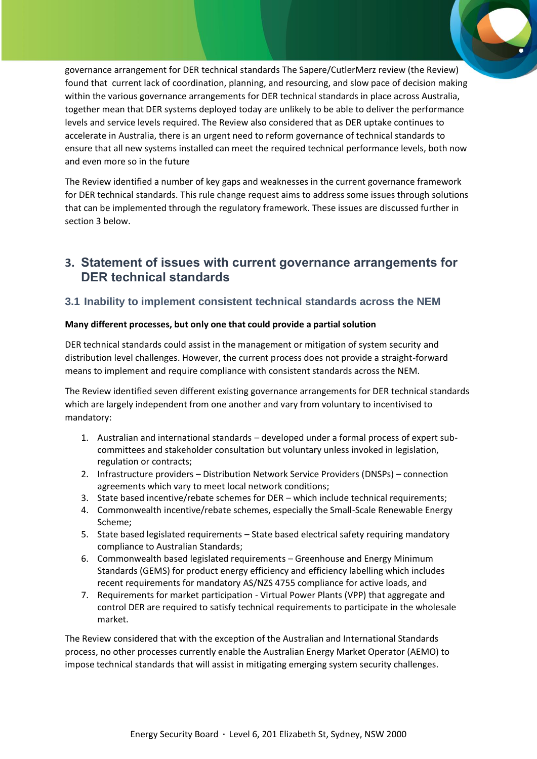governance arrangement for DER technical standards The Sapere/CutlerMerz review (the Review) found that current lack of coordination, planning, and resourcing, and slow pace of decision making within the various governance arrangements for DER technical standards in place across Australia, together mean that DER systems deployed today are unlikely to be able to deliver the performance levels and service levels required. The Review also considered that as DER uptake continues to accelerate in Australia, there is an urgent need to reform governance of technical standards to ensure that all new systems installed can meet the required technical performance levels, both now and even more so in the future

The Review identified a number of key gaps and weaknesses in the current governance framework for DER technical standards. This rule change request aims to address some issues through solutions that can be implemented through the regulatory framework. These issues are discussed further in section 3 below.

## 3. Statement of issues with current governance arrangements for DER technical standards

### 3.1 Inability to implement consistent technical standards across the NEM

**Many different processes, but only one that could provide a partial solution**

DER technical standards could assist in the management or mitigation of system security and distribution level challenges. However, the current process does not provide a straight-forward means to implement and require compliance with consistent standards across the NEM.

The Review identified seven different existing governance arrangements for DER technical standards which are largely independent from one another and vary from voluntary to incentivised to mandatory:

1. Australian and international standards – developed under a formal process of expert sub-committees and stakeholder consultation but voluntary unless invoked in legislation, regulation or contracts;
2. Infrastructure providers – Distribution Network Service Providers (DNSPs) – connection agreements which vary to meet local network conditions;
3. State based incentive/rebate schemes for DER – which include technical requirements;
4. Commonwealth incentive/rebate schemes, especially the Small-Scale Renewable Energy Scheme;
5. State based legislated requirements – State based electrical safety requiring mandatory compliance to Australian Standards;
6. Commonwealth based legislated requirements – Greenhouse and Energy Minimum Standards (GEMS) for product energy efficiency and efficiency labelling which includes recent requirements for mandatory AS/NZS 4755 compliance for active loads, and
7. Requirements for market participation - Virtual Power Plants (VPP) that aggregate and control DER are required to satisfy technical requirements to participate in the wholesale market.

The Review considered that with the exception of the Australian and International Standards process, no other processes currently enable the Australian Energy Market Operator (AEMO) to impose technical standards that will assist in mitigating emerging system security challenges.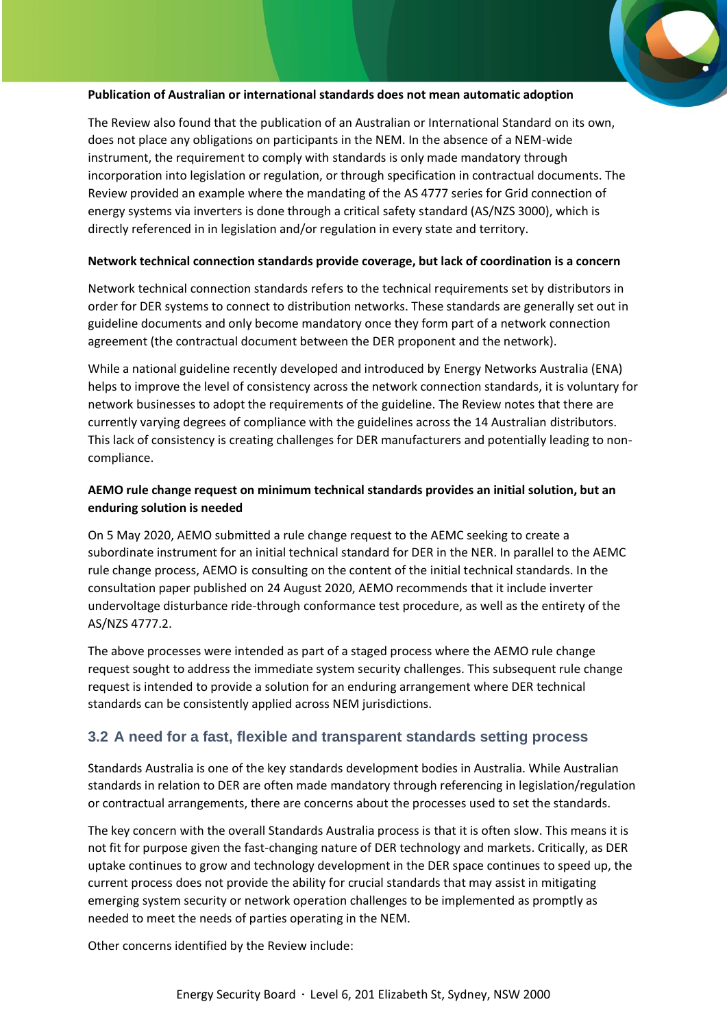**Publication of Australian or international standards does not mean automatic adoption**

The Review also found that the publication of an Australian or International Standard on its own, does not place any obligations on participants in the NEM. In the absence of a NEM-wide instrument, the requirement to comply with standards is only made mandatory through incorporation into legislation or regulation, or through specification in contractual documents. The Review provided an example where the mandating of the AS 4777 series for Grid connection of energy systems via inverters is done through a critical safety standard (AS/NZS 3000), which is directly referenced in in legislation and/or regulation in every state and territory.

**Network technical connection standards provide coverage, but lack of coordination is a concern**

Network technical connection standards refers to the technical requirements set by distributors in order for DER systems to connect to distribution networks. These standards are generally set out in guideline documents and only become mandatory once they form part of a network connection agreement (the contractual document between the DER proponent and the network).

While a national guideline recently developed and introduced by Energy Networks Australia (ENA) helps to improve the level of consistency across the network connection standards, it is voluntary for network businesses to adopt the requirements of the guideline. The Review notes that there are currently varying degrees of compliance with the guidelines across the 14 Australian distributors. This lack of consistency is creating challenges for DER manufacturers and potentially leading to non-compliance.

**AEMO rule change request on minimum technical standards provides an initial solution, but an enduring solution is needed**

On 5 May 2020, AEMO submitted a rule change request to the AEMC seeking to create a subordinate instrument for an initial technical standard for DER in the NER. In parallel to the AEMC rule change process, AEMO is consulting on the content of the initial technical standards. In the consultation paper published on 24 August 2020, AEMO recommends that it include inverter undervoltage disturbance ride-through conformance test procedure, as well as the entirety of the AS/NZS 4777.2.

The above processes were intended as part of a staged process where the AEMO rule change request sought to address the immediate system security challenges. This subsequent rule change request is intended to provide a solution for an enduring arrangement where DER technical standards can be consistently applied across NEM jurisdictions.

## 3.2 A need for a fast, flexible and transparent standards setting process

Standards Australia is one of the key standards development bodies in Australia. While Australian standards in relation to DER are often made mandatory through referencing in legislation/regulation or contractual arrangements, there are concerns about the processes used to set the standards.

The key concern with the overall Standards Australia process is that it is often slow. This means it is not fit for purpose given the fast-changing nature of DER technology and markets. Critically, as DER uptake continues to grow and technology development in the DER space continues to speed up, the current process does not provide the ability for crucial standards that may assist in mitigating emerging system security or network operation challenges to be implemented as promptly as needed to meet the needs of parties operating in the NEM.

Other concerns identified by the Review include: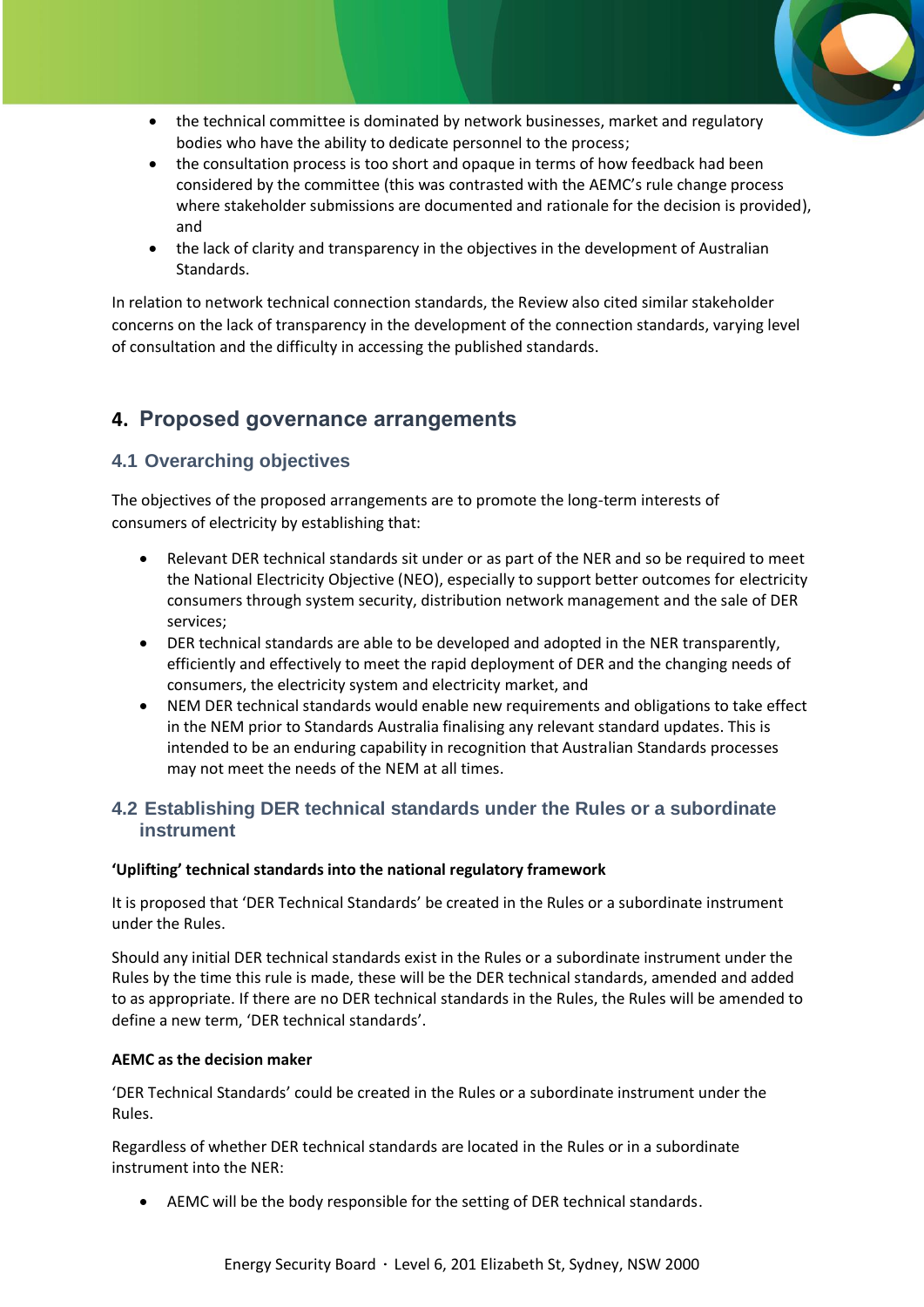- the technical committee is dominated by network businesses, market and regulatory bodies who have the ability to dedicate personnel to the process;
- the consultation process is too short and opaque in terms of how feedback had been considered by the committee (this was contrasted with the AEMC's rule change process where stakeholder submissions are documented and rationale for the decision is provided), and
- the lack of clarity and transparency in the objectives in the development of Australian Standards.

In relation to network technical connection standards, the Review also cited similar stakeholder concerns on the lack of transparency in the development of the connection standards, varying level of consultation and the difficulty in accessing the published standards.

# 4. Proposed governance arrangements

## 4.1 Overarching objectives

The objectives of the proposed arrangements are to promote the long-term interests of consumers of electricity by establishing that:

- Relevant DER technical standards sit under or as part of the NER and so be required to meet the National Electricity Objective (NEO), especially to support better outcomes for electricity consumers through system security, distribution network management and the sale of DER services;
- DER technical standards are able to be developed and adopted in the NER transparently, efficiently and effectively to meet the rapid deployment of DER and the changing needs of consumers, the electricity system and electricity market, and
- NEM DER technical standards would enable new requirements and obligations to take effect in the NEM prior to Standards Australia finalising any relevant standard updates. This is intended to be an enduring capability in recognition that Australian Standards processes may not meet the needs of the NEM at all times.

## 4.2 Establishing DER technical standards under the Rules or a subordinate instrument

**'Uplifting' technical standards into the national regulatory framework**

It is proposed that 'DER Technical Standards' be created in the Rules or a subordinate instrument under the Rules.

Should any initial DER technical standards exist in the Rules or a subordinate instrument under the Rules by the time this rule is made, these will be the DER technical standards, amended and added to as appropriate. If there are no DER technical standards in the Rules, the Rules will be amended to define a new term, 'DER technical standards'.

**AEMC as the decision maker**

'DER Technical Standards' could be created in the Rules or a subordinate instrument under the Rules.

Regardless of whether DER technical standards are located in the Rules or in a subordinate instrument into the NER:

- AEMC will be the body responsible for the setting of DER technical standards.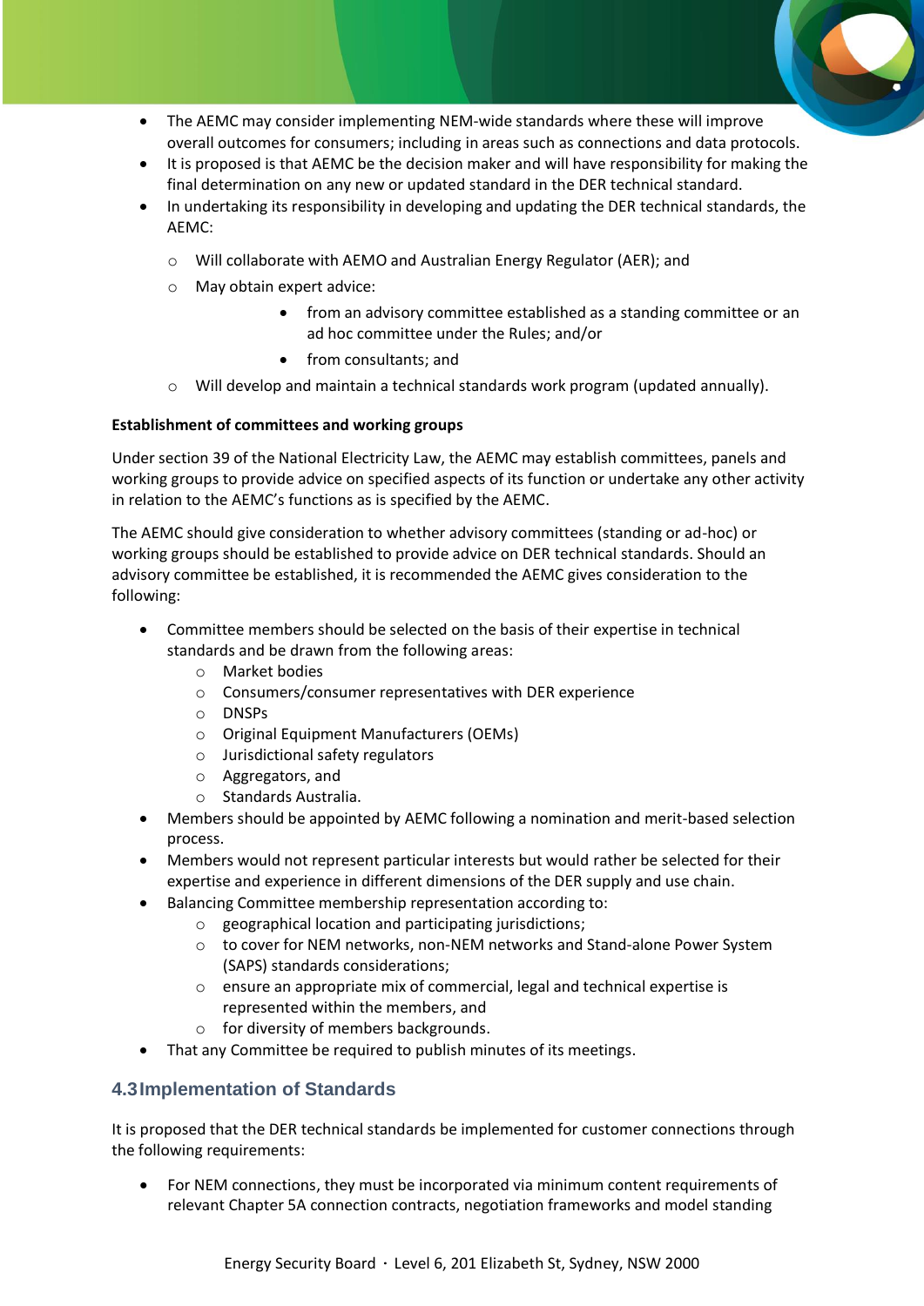- The AEMC may consider implementing NEM-wide standards where these will improve overall outcomes for consumers; including in areas such as connections and data protocols.
- It is proposed is that AEMC be the decision maker and will have responsibility for making the final determination on any new or updated standard in the DER technical standard.
- In undertaking its responsibility in developing and updating the DER technical standards, the AEMC:
  - Will collaborate with AEMO and Australian Energy Regulator (AER); and
  - May obtain expert advice:
    - from an advisory committee established as a standing committee or an ad hoc committee under the Rules; and/or
    - from consultants; and
  - Will develop and maintain a technical standards work program (updated annually).

**Establishment of committees and working groups**

Under section 39 of the National Electricity Law, the AEMC may establish committees, panels and working groups to provide advice on specified aspects of its function or undertake any other activity in relation to the AEMC's functions as is specified by the AEMC.

The AEMC should give consideration to whether advisory committees (standing or ad-hoc) or working groups should be established to provide advice on DER technical standards. Should an advisory committee be established, it is recommended the AEMC gives consideration to the following:

- Committee members should be selected on the basis of their expertise in technical standards and be drawn from the following areas:
  - Market bodies
  - Consumers/consumer representatives with DER experience
  - DNSPs
  - Original Equipment Manufacturers (OEMs)
  - Jurisdictional safety regulators
  - Aggregators, and
  - Standards Australia.
- Members should be appointed by AEMC following a nomination and merit-based selection process.
- Members would not represent particular interests but would rather be selected for their expertise and experience in different dimensions of the DER supply and use chain.
- Balancing Committee membership representation according to:
  - geographical location and participating jurisdictions;
  - to cover for NEM networks, non-NEM networks and Stand-alone Power System (SAPS) standards considerations;
  - ensure an appropriate mix of commercial, legal and technical expertise is represented within the members, and
  - for diversity of members backgrounds.
- That any Committee be required to publish minutes of its meetings.

## 4.3 Implementation of Standards

It is proposed that the DER technical standards be implemented for customer connections through the following requirements:

- For NEM connections, they must be incorporated via minimum content requirements of relevant Chapter 5A connection contracts, negotiation frameworks and model standing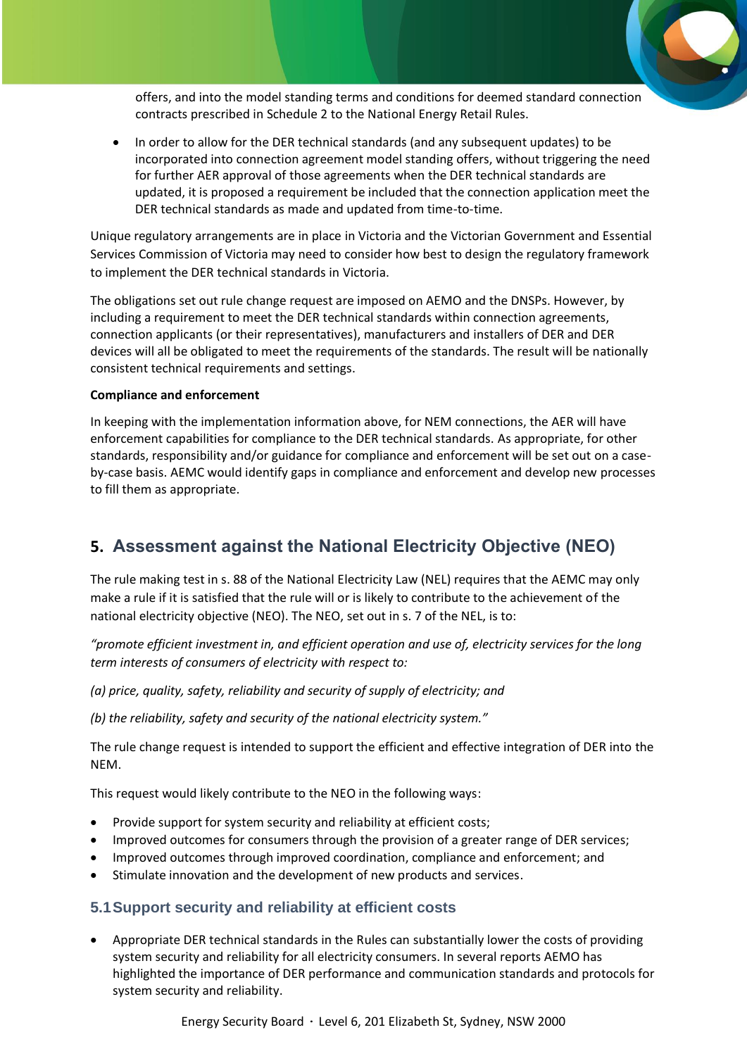offers, and into the model standing terms and conditions for deemed standard connection contracts prescribed in Schedule 2 to the National Energy Retail Rules.

- In order to allow for the DER technical standards (and any subsequent updates) to be incorporated into connection agreement model standing offers, without triggering the need for further AER approval of those agreements when the DER technical standards are updated, it is proposed a requirement be included that the connection application meet the DER technical standards as made and updated from time-to-time.

Unique regulatory arrangements are in place in Victoria and the Victorian Government and Essential Services Commission of Victoria may need to consider how best to design the regulatory framework to implement the DER technical standards in Victoria.

The obligations set out rule change request are imposed on AEMO and the DNSPs. However, by including a requirement to meet the DER technical standards within connection agreements, connection applicants (or their representatives), manufacturers and installers of DER and DER devices will all be obligated to meet the requirements of the standards. The result will be nationally consistent technical requirements and settings.

**Compliance and enforcement**

In keeping with the implementation information above, for NEM connections, the AER will have enforcement capabilities for compliance to the DER technical standards. As appropriate, for other standards, responsibility and/or guidance for compliance and enforcement will be set out on a case-by-case basis. AEMC would identify gaps in compliance and enforcement and develop new processes to fill them as appropriate.

## 5. Assessment against the National Electricity Objective (NEO)

The rule making test in s. 88 of the National Electricity Law (NEL) requires that the AEMC may only make a rule if it is satisfied that the rule will or is likely to contribute to the achievement of the national electricity objective (NEO). The NEO, set out in s. 7 of the NEL, is to:

*"promote efficient investment in, and efficient operation and use of, electricity services for the long term interests of consumers of electricity with respect to:*

*(a) price, quality, safety, reliability and security of supply of electricity; and*

*(b) the reliability, safety and security of the national electricity system."*

The rule change request is intended to support the efficient and effective integration of DER into the NEM.

This request would likely contribute to the NEO in the following ways:

- Provide support for system security and reliability at efficient costs;
- Improved outcomes for consumers through the provision of a greater range of DER services;
- Improved outcomes through improved coordination, compliance and enforcement; and
- Stimulate innovation and the development of new products and services.

### 5.1 Support security and reliability at efficient costs

- Appropriate DER technical standards in the Rules can substantially lower the costs of providing system security and reliability for all electricity consumers. In several reports AEMO has highlighted the importance of DER performance and communication standards and protocols for system security and reliability.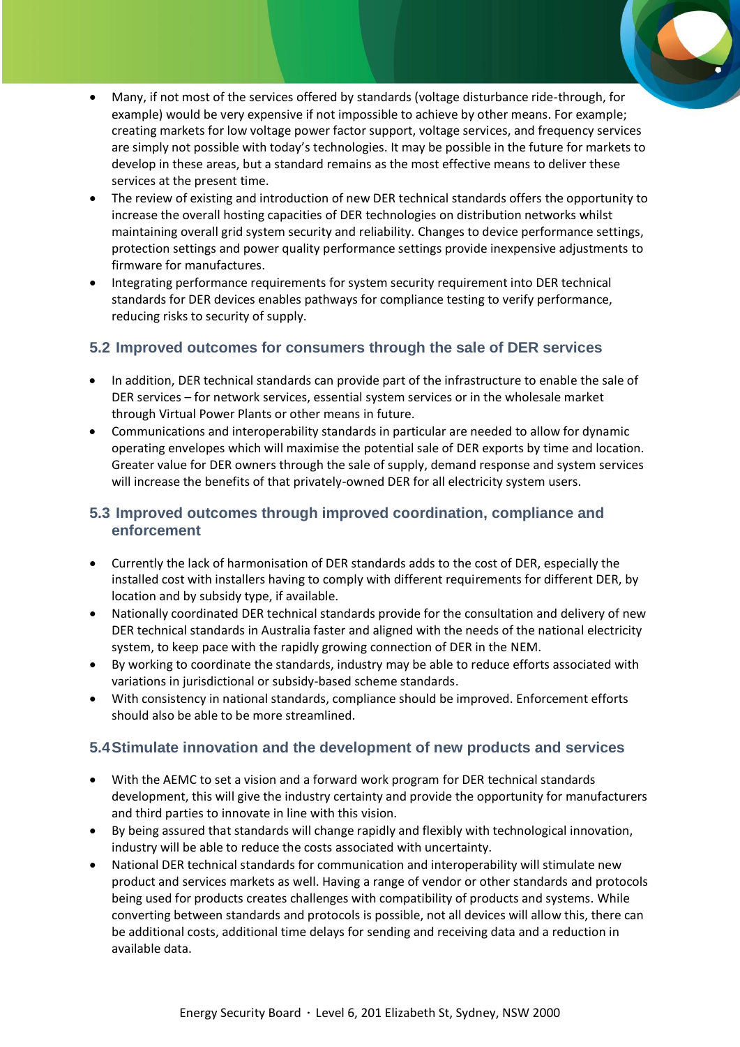- Many, if not most of the services offered by standards (voltage disturbance ride-through, for example) would be very expensive if not impossible to achieve by other means. For example; creating markets for low voltage power factor support, voltage services, and frequency services are simply not possible with today's technologies. It may be possible in the future for markets to develop in these areas, but a standard remains as the most effective means to deliver these services at the present time.
- The review of existing and introduction of new DER technical standards offers the opportunity to increase the overall hosting capacities of DER technologies on distribution networks whilst maintaining overall grid system security and reliability. Changes to device performance settings, protection settings and power quality performance settings provide inexpensive adjustments to firmware for manufactures.
- Integrating performance requirements for system security requirement into DER technical standards for DER devices enables pathways for compliance testing to verify performance, reducing risks to security of supply.

## 5.2 Improved outcomes for consumers through the sale of DER services

- In addition, DER technical standards can provide part of the infrastructure to enable the sale of DER services – for network services, essential system services or in the wholesale market through Virtual Power Plants or other means in future.
- Communications and interoperability standards in particular are needed to allow for dynamic operating envelopes which will maximise the potential sale of DER exports by time and location. Greater value for DER owners through the sale of supply, demand response and system services will increase the benefits of that privately-owned DER for all electricity system users.

## 5.3 Improved outcomes through improved coordination, compliance and enforcement

- Currently the lack of harmonisation of DER standards adds to the cost of DER, especially the installed cost with installers having to comply with different requirements for different DER, by location and by subsidy type, if available.
- Nationally coordinated DER technical standards provide for the consultation and delivery of new DER technical standards in Australia faster and aligned with the needs of the national electricity system, to keep pace with the rapidly growing connection of DER in the NEM.
- By working to coordinate the standards, industry may be able to reduce efforts associated with variations in jurisdictional or subsidy-based scheme standards.
- With consistency in national standards, compliance should be improved. Enforcement efforts should also be able to be more streamlined.

## 5.4 Stimulate innovation and the development of new products and services

- With the AEMC to set a vision and a forward work program for DER technical standards development, this will give the industry certainty and provide the opportunity for manufacturers and third parties to innovate in line with this vision.
- By being assured that standards will change rapidly and flexibly with technological innovation, industry will be able to reduce the costs associated with uncertainty.
- National DER technical standards for communication and interoperability will stimulate new product and services markets as well. Having a range of vendor or other standards and protocols being used for products creates challenges with compatibility of products and systems. While converting between standards and protocols is possible, not all devices will allow this, there can be additional costs, additional time delays for sending and receiving data and a reduction in available data.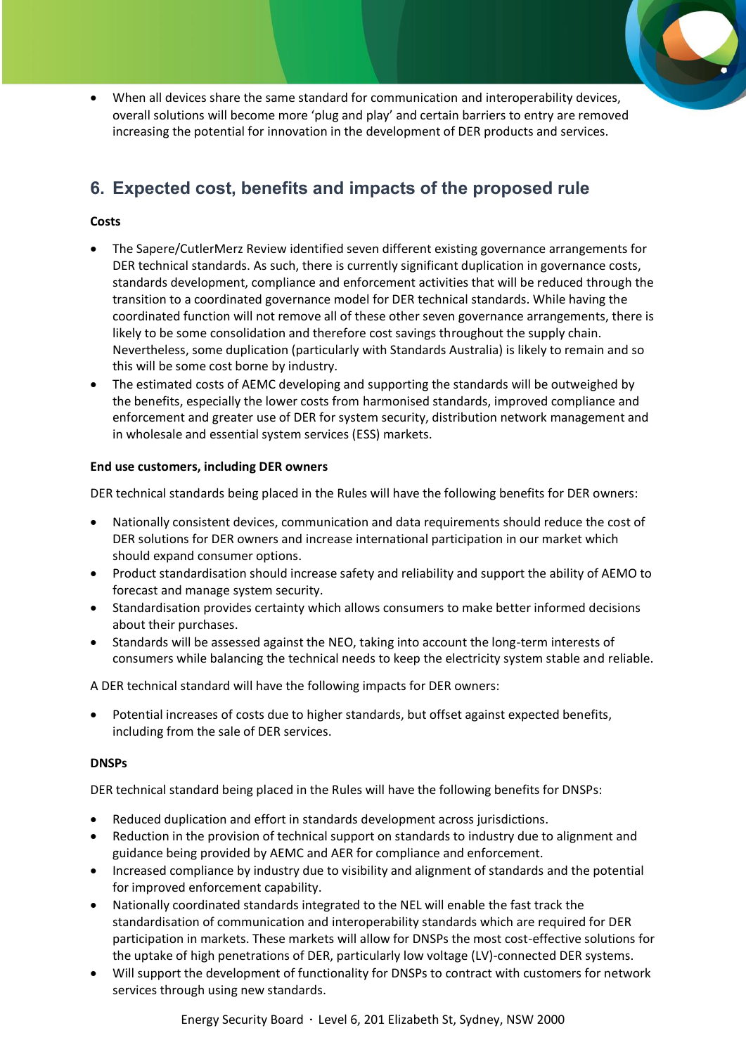- When all devices share the same standard for communication and interoperability devices, overall solutions will become more 'plug and play' and certain barriers to entry are removed increasing the potential for innovation in the development of DER products and services.

## 6. Expected cost, benefits and impacts of the proposed rule

**Costs**

- The Sapere/CutlerMerz Review identified seven different existing governance arrangements for DER technical standards. As such, there is currently significant duplication in governance costs, standards development, compliance and enforcement activities that will be reduced through the transition to a coordinated governance model for DER technical standards. While having the coordinated function will not remove all of these other seven governance arrangements, there is likely to be some consolidation and therefore cost savings throughout the supply chain. Nevertheless, some duplication (particularly with Standards Australia) is likely to remain and so this will be some cost borne by industry.
- The estimated costs of AEMC developing and supporting the standards will be outweighed by the benefits, especially the lower costs from harmonised standards, improved compliance and enforcement and greater use of DER for system security, distribution network management and in wholesale and essential system services (ESS) markets.

**End use customers, including DER owners**

DER technical standards being placed in the Rules will have the following benefits for DER owners:

- Nationally consistent devices, communication and data requirements should reduce the cost of DER solutions for DER owners and increase international participation in our market which should expand consumer options.
- Product standardisation should increase safety and reliability and support the ability of AEMO to forecast and manage system security.
- Standardisation provides certainty which allows consumers to make better informed decisions about their purchases.
- Standards will be assessed against the NEO, taking into account the long-term interests of consumers while balancing the technical needs to keep the electricity system stable and reliable.

A DER technical standard will have the following impacts for DER owners:

- Potential increases of costs due to higher standards, but offset against expected benefits, including from the sale of DER services.

**DNSPs**

DER technical standard being placed in the Rules will have the following benefits for DNSPs:

- Reduced duplication and effort in standards development across jurisdictions.
- Reduction in the provision of technical support on standards to industry due to alignment and guidance being provided by AEMC and AER for compliance and enforcement.
- Increased compliance by industry due to visibility and alignment of standards and the potential for improved enforcement capability.
- Nationally coordinated standards integrated to the NEL will enable the fast track the standardisation of communication and interoperability standards which are required for DER participation in markets. These markets will allow for DNSPs the most cost-effective solutions for the uptake of high penetrations of DER, particularly low voltage (LV)-connected DER systems.
- Will support the development of functionality for DNSPs to contract with customers for network services through using new standards.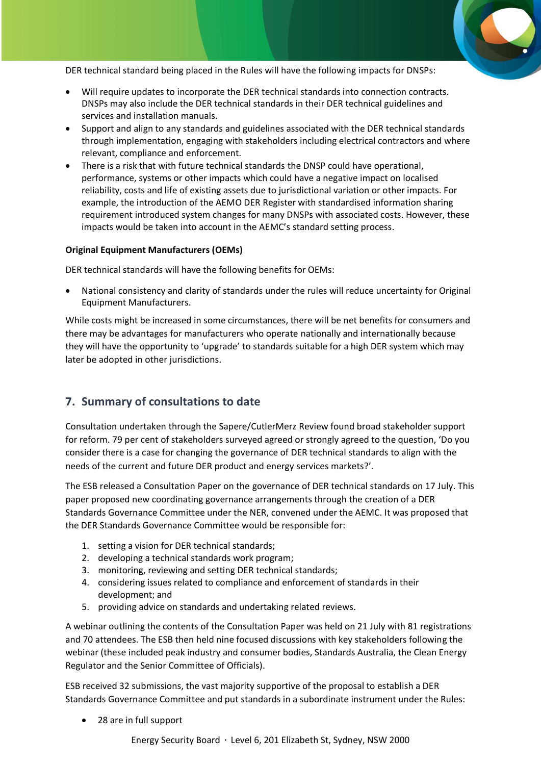DER technical standard being placed in the Rules will have the following impacts for DNSPs:

- Will require updates to incorporate the DER technical standards into connection contracts. DNSPs may also include the DER technical standards in their DER technical guidelines and services and installation manuals.
- Support and align to any standards and guidelines associated with the DER technical standards through implementation, engaging with stakeholders including electrical contractors and where relevant, compliance and enforcement.
- There is a risk that with future technical standards the DNSP could have operational, performance, systems or other impacts which could have a negative impact on localised reliability, costs and life of existing assets due to jurisdictional variation or other impacts. For example, the introduction of the AEMO DER Register with standardised information sharing requirement introduced system changes for many DNSPs with associated costs. However, these impacts would be taken into account in the AEMC's standard setting process.

**Original Equipment Manufacturers (OEMs)**

DER technical standards will have the following benefits for OEMs:

- National consistency and clarity of standards under the rules will reduce uncertainty for Original Equipment Manufacturers.

While costs might be increased in some circumstances, there will be net benefits for consumers and there may be advantages for manufacturers who operate nationally and internationally because they will have the opportunity to 'upgrade' to standards suitable for a high DER system which may later be adopted in other jurisdictions.

## 7. Summary of consultations to date

Consultation undertaken through the Sapere/CutlerMerz Review found broad stakeholder support for reform. 79 per cent of stakeholders surveyed agreed or strongly agreed to the question, 'Do you consider there is a case for changing the governance of DER technical standards to align with the needs of the current and future DER product and energy services markets?'.

The ESB released a Consultation Paper on the governance of DER technical standards on 17 July. This paper proposed new coordinating governance arrangements through the creation of a DER Standards Governance Committee under the NER, convened under the AEMC. It was proposed that the DER Standards Governance Committee would be responsible for:

1. setting a vision for DER technical standards;
2. developing a technical standards work program;
3. monitoring, reviewing and setting DER technical standards;
4. considering issues related to compliance and enforcement of standards in their development; and
5. providing advice on standards and undertaking related reviews.

A webinar outlining the contents of the Consultation Paper was held on 21 July with 81 registrations and 70 attendees. The ESB then held nine focused discussions with key stakeholders following the webinar (these included peak industry and consumer bodies, Standards Australia, the Clean Energy Regulator and the Senior Committee of Officials).

ESB received 32 submissions, the vast majority supportive of the proposal to establish a DER Standards Governance Committee and put standards in a subordinate instrument under the Rules:

- 28 are in full support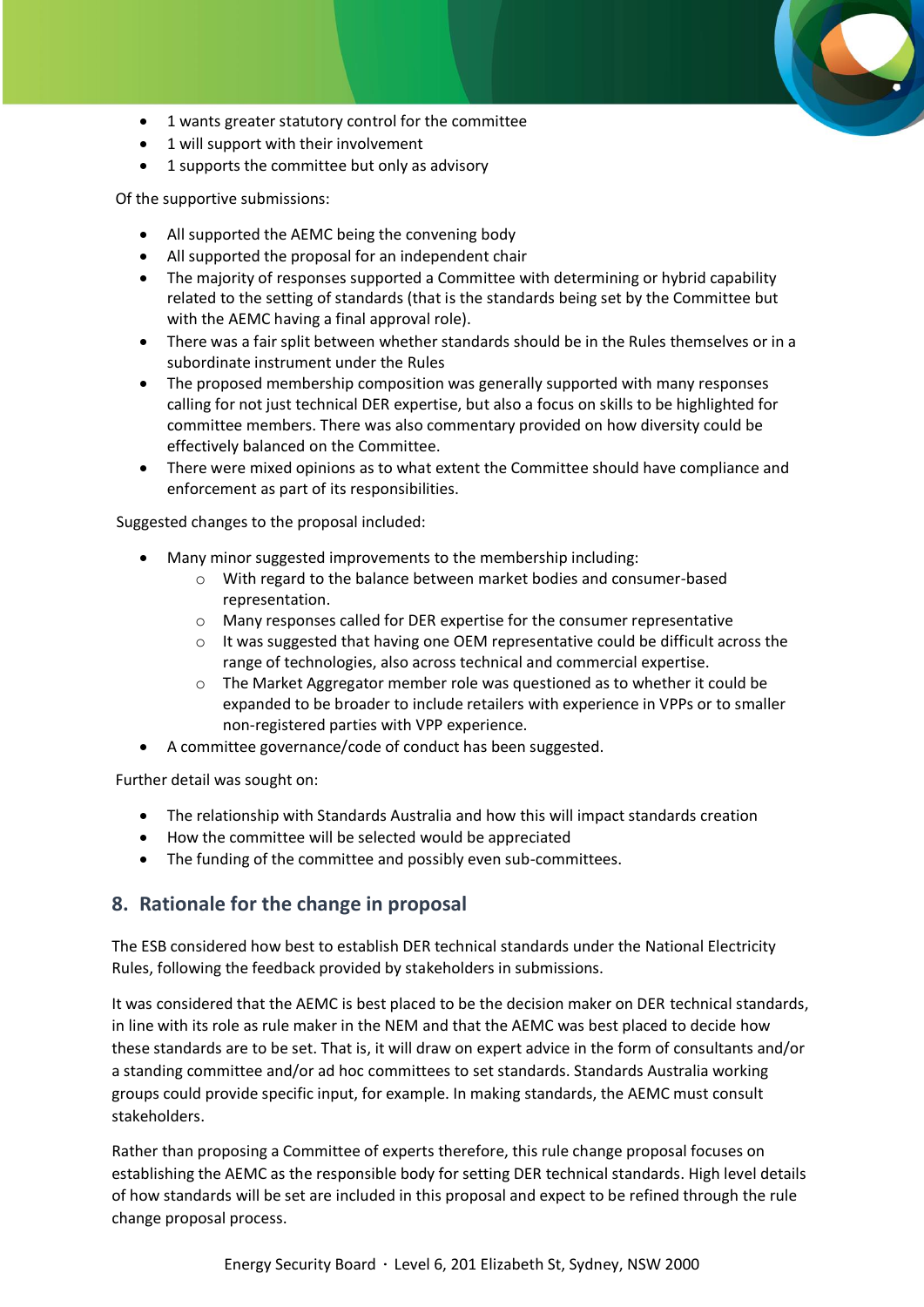- 1 wants greater statutory control for the committee
- 1 will support with their involvement
- 1 supports the committee but only as advisory

Of the supportive submissions:

- All supported the AEMC being the convening body
- All supported the proposal for an independent chair
- The majority of responses supported a Committee with determining or hybrid capability related to the setting of standards (that is the standards being set by the Committee but with the AEMC having a final approval role).
- There was a fair split between whether standards should be in the Rules themselves or in a subordinate instrument under the Rules
- The proposed membership composition was generally supported with many responses calling for not just technical DER expertise, but also a focus on skills to be highlighted for committee members. There was also commentary provided on how diversity could be effectively balanced on the Committee.
- There were mixed opinions as to what extent the Committee should have compliance and enforcement as part of its responsibilities.

Suggested changes to the proposal included:

- Many minor suggested improvements to the membership including:
  - With regard to the balance between market bodies and consumer-based representation.
  - Many responses called for DER expertise for the consumer representative
  - It was suggested that having one OEM representative could be difficult across the range of technologies, also across technical and commercial expertise.
  - The Market Aggregator member role was questioned as to whether it could be expanded to be broader to include retailers with experience in VPPs or to smaller non-registered parties with VPP experience.
- A committee governance/code of conduct has been suggested.

Further detail was sought on:

- The relationship with Standards Australia and how this will impact standards creation
- How the committee will be selected would be appreciated
- The funding of the committee and possibly even sub-committees.

## 8. Rationale for the change in proposal

The ESB considered how best to establish DER technical standards under the National Electricity Rules, following the feedback provided by stakeholders in submissions.

It was considered that the AEMC is best placed to be the decision maker on DER technical standards, in line with its role as rule maker in the NEM and that the AEMC was best placed to decide how these standards are to be set. That is, it will draw on expert advice in the form of consultants and/or a standing committee and/or ad hoc committees to set standards. Standards Australia working groups could provide specific input, for example. In making standards, the AEMC must consult stakeholders.

Rather than proposing a Committee of experts therefore, this rule change proposal focuses on establishing the AEMC as the responsible body for setting DER technical standards. High level details of how standards will be set are included in this proposal and expect to be refined through the rule change proposal process.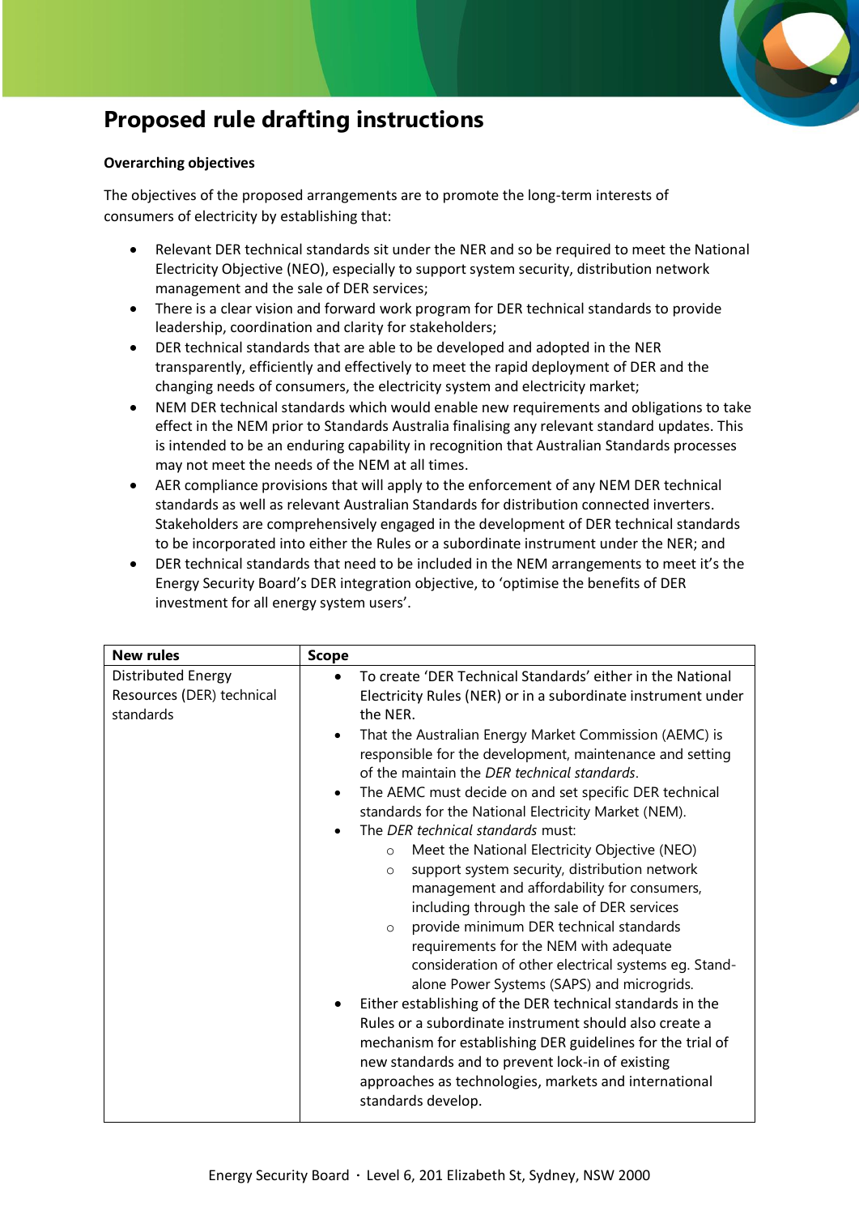# Proposed rule drafting instructions

**Overarching objectives**

The objectives of the proposed arrangements are to promote the long-term interests of consumers of electricity by establishing that:

- Relevant DER technical standards sit under the NER and so be required to meet the National Electricity Objective (NEO), especially to support system security, distribution network management and the sale of DER services;
- There is a clear vision and forward work program for DER technical standards to provide leadership, coordination and clarity for stakeholders;
- DER technical standards that are able to be developed and adopted in the NER transparently, efficiently and effectively to meet the rapid deployment of DER and the changing needs of consumers, the electricity system and electricity market;
- NEM DER technical standards which would enable new requirements and obligations to take effect in the NEM prior to Standards Australia finalising any relevant standard updates. This is intended to be an enduring capability in recognition that Australian Standards processes may not meet the needs of the NEM at all times.
- AER compliance provisions that will apply to the enforcement of any NEM DER technical standards as well as relevant Australian Standards for distribution connected inverters. Stakeholders are comprehensively engaged in the development of DER technical standards to be incorporated into either the Rules or a subordinate instrument under the NER; and
- DER technical standards that need to be included in the NEM arrangements to meet it's the Energy Security Board's DER integration objective, to 'optimise the benefits of DER investment for all energy system users'.

| New rules | Scope |
|---|---|
| Distributed Energy Resources (DER) technical standards | • To create 'DER Technical Standards' either in the National Electricity Rules (NER) or in a subordinate instrument under the NER.<br>• That the Australian Energy Market Commission (AEMC) is responsible for the development, maintenance and setting of the maintain the *DER technical standards*.<br>• The AEMC must decide on and set specific DER technical standards for the National Electricity Market (NEM).<br>• The *DER technical standards* must:<br>&nbsp;&nbsp;&nbsp;&nbsp;○ Meet the National Electricity Objective (NEO)<br>&nbsp;&nbsp;&nbsp;&nbsp;○ support system security, distribution network management and affordability for consumers, including through the sale of DER services<br>&nbsp;&nbsp;&nbsp;&nbsp;○ provide minimum DER technical standards requirements for the NEM with adequate consideration of other electrical systems eg. Stand-alone Power Systems (SAPS) and microgrids.<br>• Either establishing of the DER technical standards in the Rules or a subordinate instrument should also create a mechanism for establishing DER guidelines for the trial of new standards and to prevent lock-in of existing approaches as technologies, markets and international standards develop. |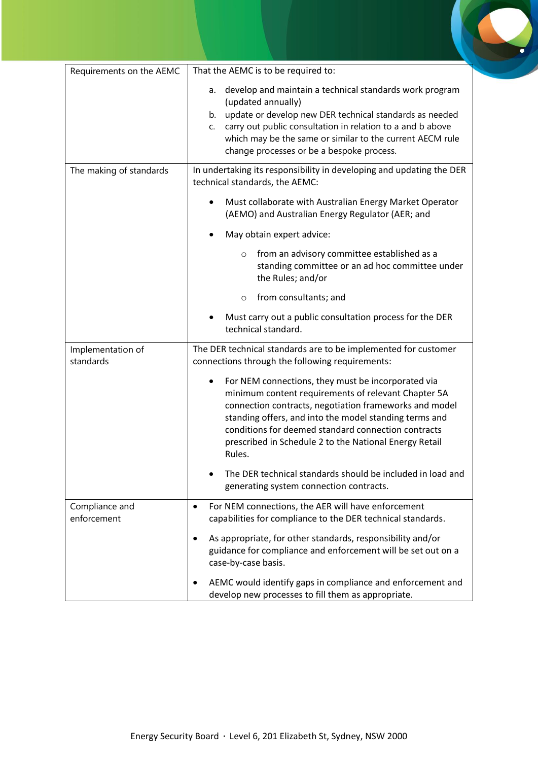| | |
|---|---|
| Requirements on the AEMC | That the AEMC is to be required to:<br><br>a. develop and maintain a technical standards work program (updated annually)<br>b. update or develop new DER technical standards as needed<br>c. carry out public consultation in relation to a and b above which may be the same or similar to the current AECM rule change processes or be a bespoke process. |
| The making of standards | In undertaking its responsibility in developing and updating the DER technical standards, the AEMC:<br><br>• Must collaborate with Australian Energy Market Operator (AEMO) and Australian Energy Regulator (AER; and<br><br>• May obtain expert advice:<br>&nbsp;&nbsp;&nbsp;&nbsp;○ from an advisory committee established as a standing committee or an ad hoc committee under the Rules; and/or<br>&nbsp;&nbsp;&nbsp;&nbsp;○ from consultants; and<br><br>• Must carry out a public consultation process for the DER technical standard. |
| Implementation of standards | The DER technical standards are to be implemented for customer connections through the following requirements:<br><br>• For NEM connections, they must be incorporated via minimum content requirements of relevant Chapter 5A connection contracts, negotiation frameworks and model standing offers, and into the model standing terms and conditions for deemed standard connection contracts prescribed in Schedule 2 to the National Energy Retail Rules.<br><br>• The DER technical standards should be included in load and generating system connection contracts. |
| Compliance and enforcement | • For NEM connections, the AER will have enforcement capabilities for compliance to the DER technical standards.<br><br>• As appropriate, for other standards, responsibility and/or guidance for compliance and enforcement will be set out on a case-by-case basis.<br><br>• AEMC would identify gaps in compliance and enforcement and develop new processes to fill them as appropriate. |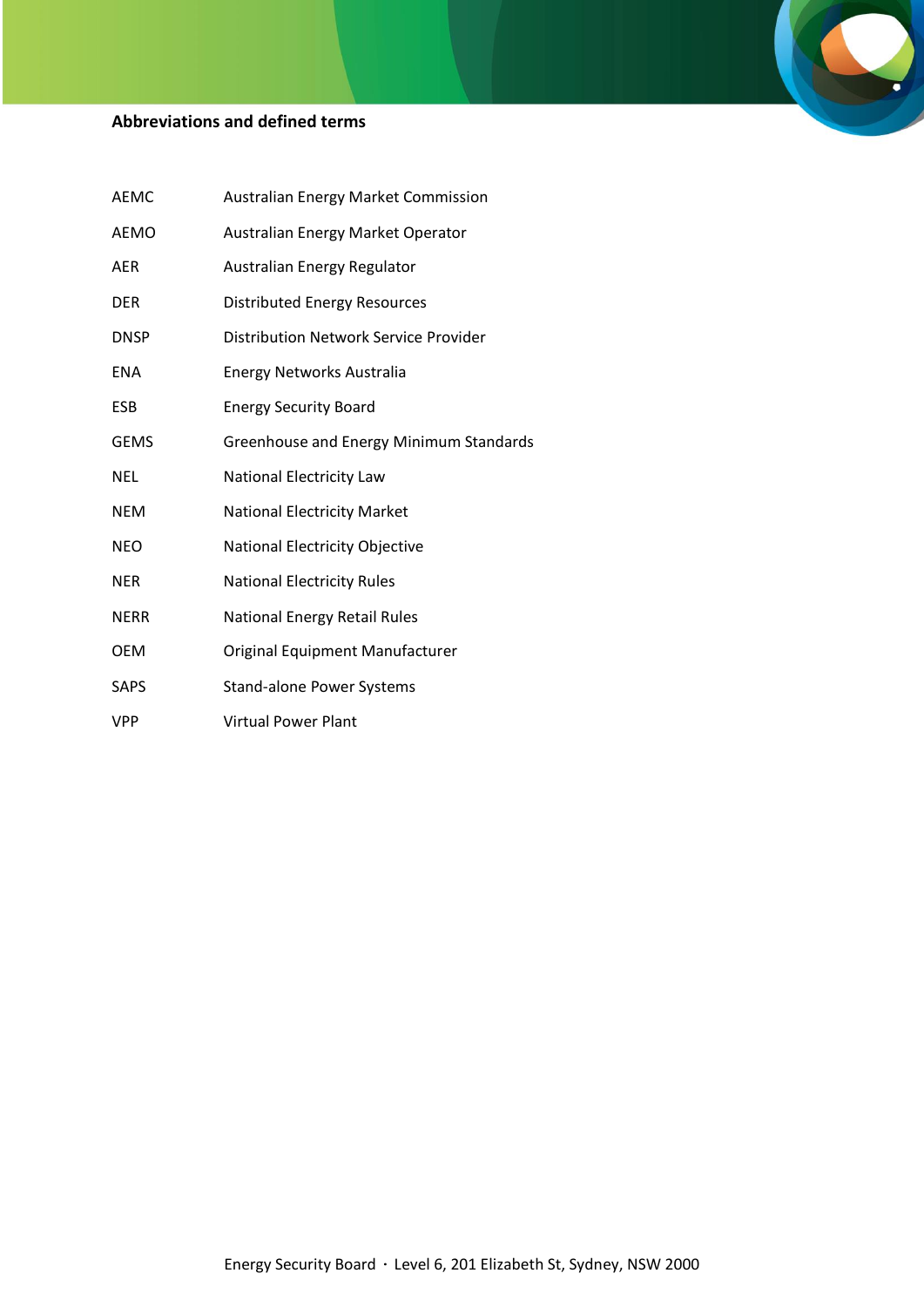## Abbreviations and defined terms

| | |
|---|---|
| AEMC | Australian Energy Market Commission |
| AEMO | Australian Energy Market Operator |
| AER | Australian Energy Regulator |
| DER | Distributed Energy Resources |
| DNSP | Distribution Network Service Provider |
| ENA | Energy Networks Australia |
| ESB | Energy Security Board |
| GEMS | Greenhouse and Energy Minimum Standards |
| NEL | National Electricity Law |
| NEM | National Electricity Market |
| NEO | National Electricity Objective |
| NER | National Electricity Rules |
| NERR | National Energy Retail Rules |
| OEM | Original Equipment Manufacturer |
| SAPS | Stand-alone Power Systems |
| VPP | Virtual Power Plant |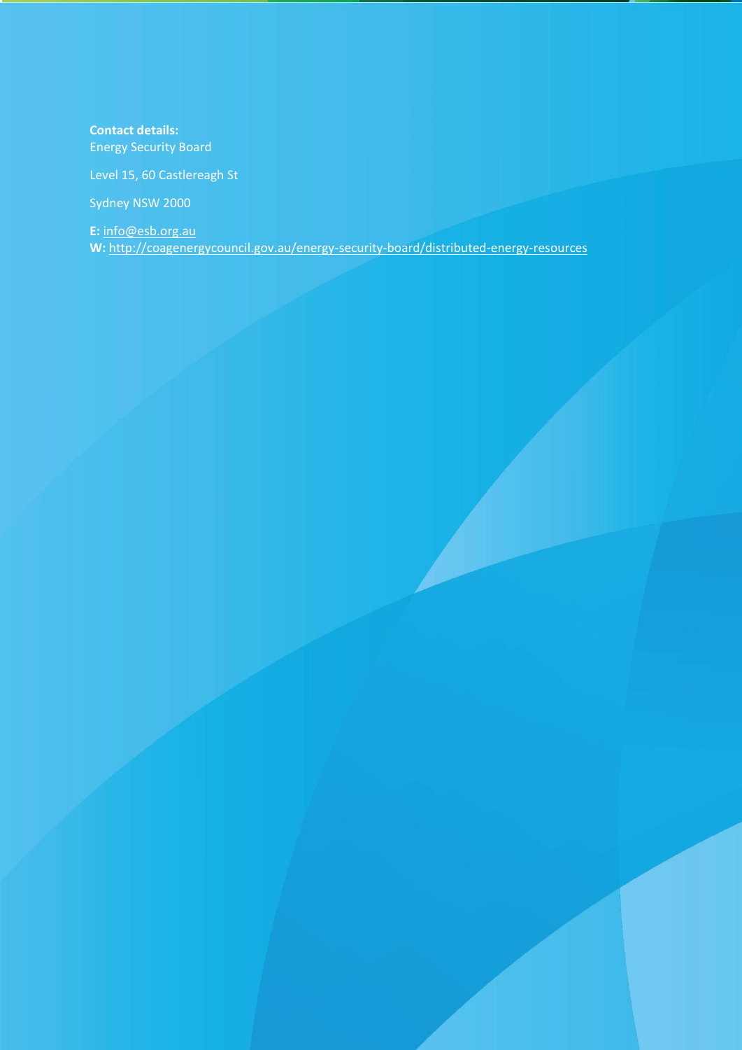**Contact details:**
Energy Security Board

Level 15, 60 Castlereagh St

Sydney NSW 2000

**E:** info@esb.org.au
**W:** http://coagenergycouncil.gov.au/energy-security-board/distributed-energy-resources